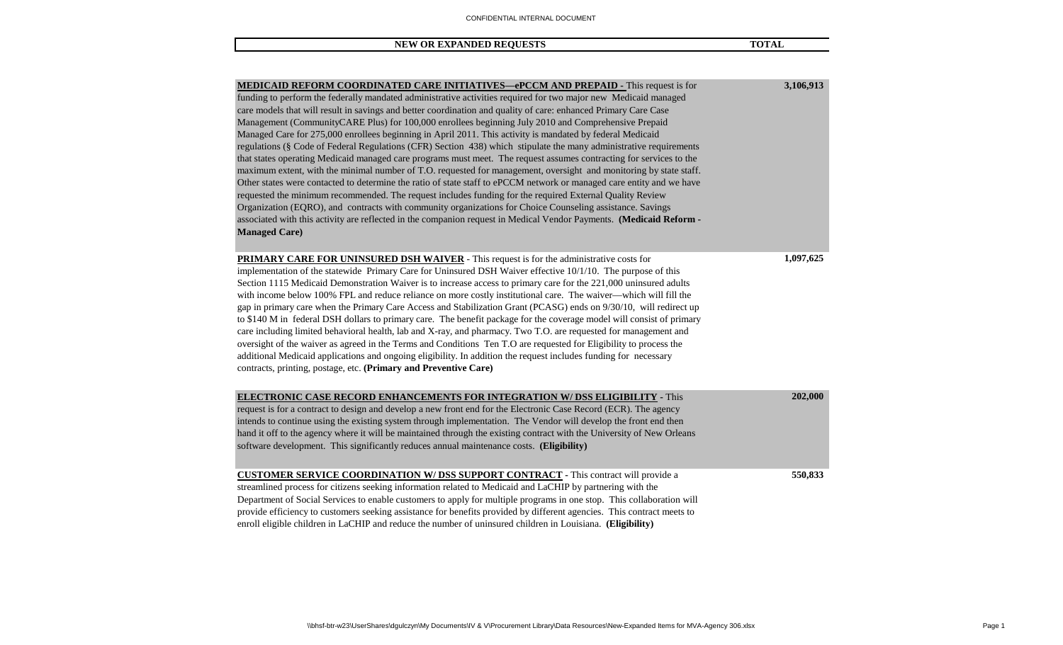CONFIDENTIAL INTERNAL DOCUMENT

| NEW OR EXPANDED REQUESTS | TOTAL |
| --- | --- |
| **MEDICAID REFORM COORDINATED CARE INITIATIVES—ePCCM AND PREPAID -** This request is for funding to perform the federally mandated administrative activities required for two major new Medicaid managed care models that will result in savings and better coordination and quality of care: enhanced Primary Care Case Management (CommunityCARE Plus) for 100,000 enrollees beginning July 2010 and Comprehensive Prepaid Managed Care for 275,000 enrollees beginning in April 2011. This activity is mandated by federal Medicaid regulations (§ Code of Federal Regulations (CFR) Section 438) which stipulate the many administrative requirements that states operating Medicaid managed care programs must meet. The request assumes contracting for services to the maximum extent, with the minimal number of T.O. requested for management, oversight and monitoring by state staff. Other states were contacted to determine the ratio of state staff to ePCCM network or managed care entity and we have requested the minimum recommended. The request includes funding for the required External Quality Review Organization (EQRO), and contracts with community organizations for Choice Counseling assistance. Savings associated with this activity are reflected in the companion request in Medical Vendor Payments. **(Medicaid Reform - Managed Care)** | **3,106,913** |
| **PRIMARY CARE FOR UNINSURED DSH WAIVER** - This request is for the administrative costs for implementation of the statewide Primary Care for Uninsured DSH Waiver effective 10/1/10. The purpose of this Section 1115 Medicaid Demonstration Waiver is to increase access to primary care for the 221,000 uninsured adults with income below 100% FPL and reduce reliance on more costly institutional care. The waiver—which will fill the gap in primary care when the Primary Care Access and Stabilization Grant (PCASG) ends on 9/30/10, will redirect up to $140 M in federal DSH dollars to primary care. The benefit package for the coverage model will consist of primary care including limited behavioral health, lab and X-ray, and pharmacy. Two T.O. are requested for management and oversight of the waiver as agreed in the Terms and Conditions Ten T.O are requested for Eligibility to process the additional Medicaid applications and ongoing eligibility. In addition the request includes funding for necessary contracts, printing, postage, etc. **(Primary and Preventive Care)** | **1,097,625** |
| **ELECTRONIC CASE RECORD ENHANCEMENTS FOR INTEGRATION W/ DSS ELIGIBILITY -** This request is for a contract to design and develop a new front end for the Electronic Case Record (ECR). The agency intends to continue using the existing system through implementation. The Vendor will develop the front end then hand it off to the agency where it will be maintained through the existing contract with the University of New Orleans software development. This significantly reduces annual maintenance costs. **(Eligibility)** | **202,000** |
| **CUSTOMER SERVICE COORDINATION W/ DSS SUPPORT CONTRACT -** This contract will provide a streamlined process for citizens seeking information related to Medicaid and LaCHIP by partnering with the Department of Social Services to enable customers to apply for multiple programs in one stop. This collaboration will provide efficiency to customers seeking assistance for benefits provided by different agencies. This contract meets to enroll eligible children in LaCHIP and reduce the number of uninsured children in Louisiana. **(Eligibility)** | **550,833** |

\\bhsf-btr-w23\UserShares\dgulczyn\My Documents\IV & V\Procurement Library\Data Resources\New-Expanded Items for MVA-Agency 306.xlsx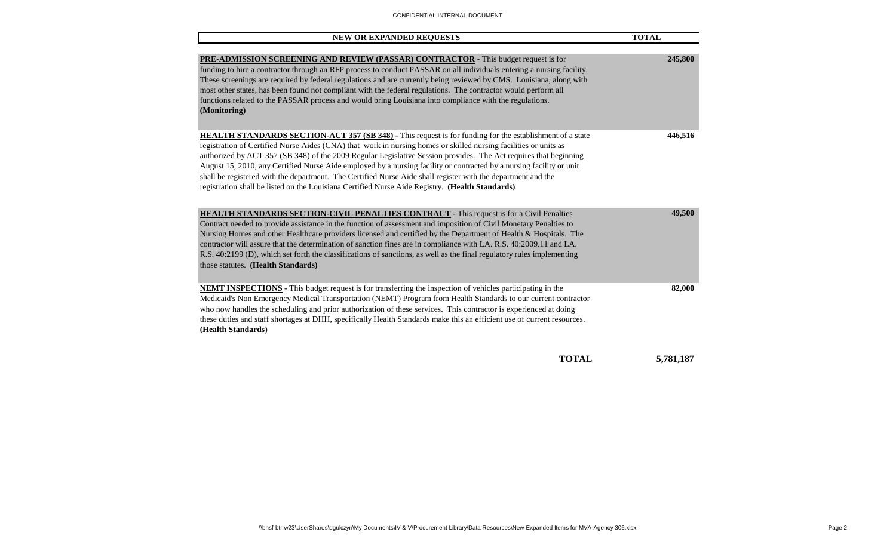| NEW OR EXPANDED REQUESTS | TOTAL |
|---|---|
| **PRE-ADMISSION SCREENING AND REVIEW (PASSAR) CONTRACTOR** - This budget request is for funding to hire a contractor through an RFP process to conduct PASSAR on all individuals entering a nursing facility. These screenings are required by federal regulations and are currently being reviewed by CMS. Louisiana, along with most other states, has been found not compliant with the federal regulations. The contractor would perform all functions related to the PASSAR process and would bring Louisiana into compliance with the regulations. **(Monitoring)** | 245,800 |
| **HEALTH STANDARDS SECTION-ACT 357 (SB 348)** - This request is for funding for the establishment of a state registration of Certified Nurse Aides (CNA) that work in nursing homes or skilled nursing facilities or units as authorized by ACT 357 (SB 348) of the 2009 Regular Legislative Session provides. The Act requires that beginning August 15, 2010, any Certified Nurse Aide employed by a nursing facility or contracted by a nursing facility or unit shall be registered with the department. The Certified Nurse Aide shall register with the department and the registration shall be listed on the Louisiana Certified Nurse Aide Registry. **(Health Standards)** | 446,516 |
| **HEALTH STANDARDS SECTION-CIVIL PENALTIES CONTRACT** - This request is for a Civil Penalties Contract needed to provide assistance in the function of assessment and imposition of Civil Monetary Penalties to Nursing Homes and other Healthcare providers licensed and certified by the Department of Health & Hospitals. The contractor will assure that the determination of sanction fines are in compliance with LA. R.S. 40:2009.11 and LA. R.S. 40:2199 (D), which set forth the classifications of sanctions, as well as the final regulatory rules implementing those statutes. **(Health Standards)** | 49,500 |
| **NEMT INSPECTIONS** - This budget request is for transferring the inspection of vehicles participating in the Medicaid's Non Emergency Medical Transportation (NEMT) Program from Health Standards to our current contractor who now handles the scheduling and prior authorization of these services. This contractor is experienced at doing these duties and staff shortages at DHH, specifically Health Standards make this an efficient use of current resources. **(Health Standards)** | 82,000 |
| **TOTAL** | **5,781,187** |

\\bhsf-btr-w23\UserShares\dgulczyn\My Documents\IV & V\Procurement Library\Data Resources\New-Expanded Items for MVA-Agency 306.xlsx